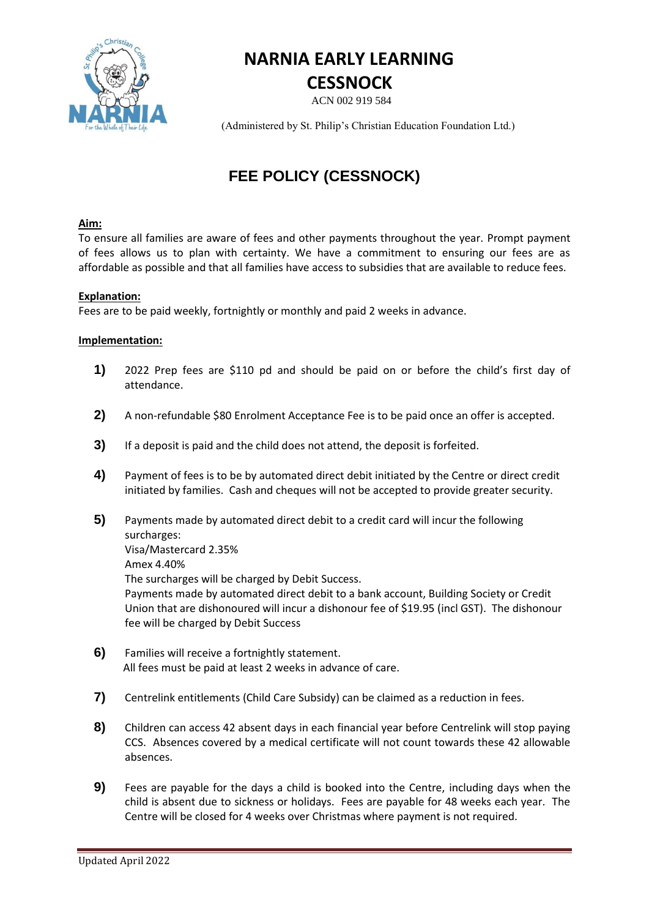# NARNIA EARLY LEARNING
# CESSNOCK

ACN 002 919 584

(Administered by St. Philip's Christian Education Foundation Ltd.)

## FEE POLICY (CESSNOCK)

**Aim:**

To ensure all families are aware of fees and other payments throughout the year. Prompt payment of fees allows us to plan with certainty. We have a commitment to ensuring our fees are as affordable as possible and that all families have access to subsidies that are available to reduce fees.

**Explanation:**

Fees are to be paid weekly, fortnightly or monthly and paid 2 weeks in advance.

**Implementation:**

1) 2022 Prep fees are $110 pd and should be paid on or before the child's first day of attendance.

2) A non-refundable $80 Enrolment Acceptance Fee is to be paid once an offer is accepted.

3) If a deposit is paid and the child does not attend, the deposit is forfeited.

4) Payment of fees is to be by automated direct debit initiated by the Centre or direct credit initiated by families. Cash and cheques will not be accepted to provide greater security.

5) Payments made by automated direct debit to a credit card will incur the following surcharges:
   Visa/Mastercard 2.35%
   Amex 4.40%
   The surcharges will be charged by Debit Success.
   Payments made by automated direct debit to a bank account, Building Society or Credit Union that are dishonoured will incur a dishonour fee of $19.95 (incl GST). The dishonour fee will be charged by Debit Success

6) Families will receive a fortnightly statement.
   All fees must be paid at least 2 weeks in advance of care.

7) Centrelink entitlements (Child Care Subsidy) can be claimed as a reduction in fees.

8) Children can access 42 absent days in each financial year before Centrelink will stop paying CCS. Absences covered by a medical certificate will not count towards these 42 allowable absences.

9) Fees are payable for the days a child is booked into the Centre, including days when the child is absent due to sickness or holidays. Fees are payable for 48 weeks each year. The Centre will be closed for 4 weeks over Christmas where payment is not required.

Updated April 2022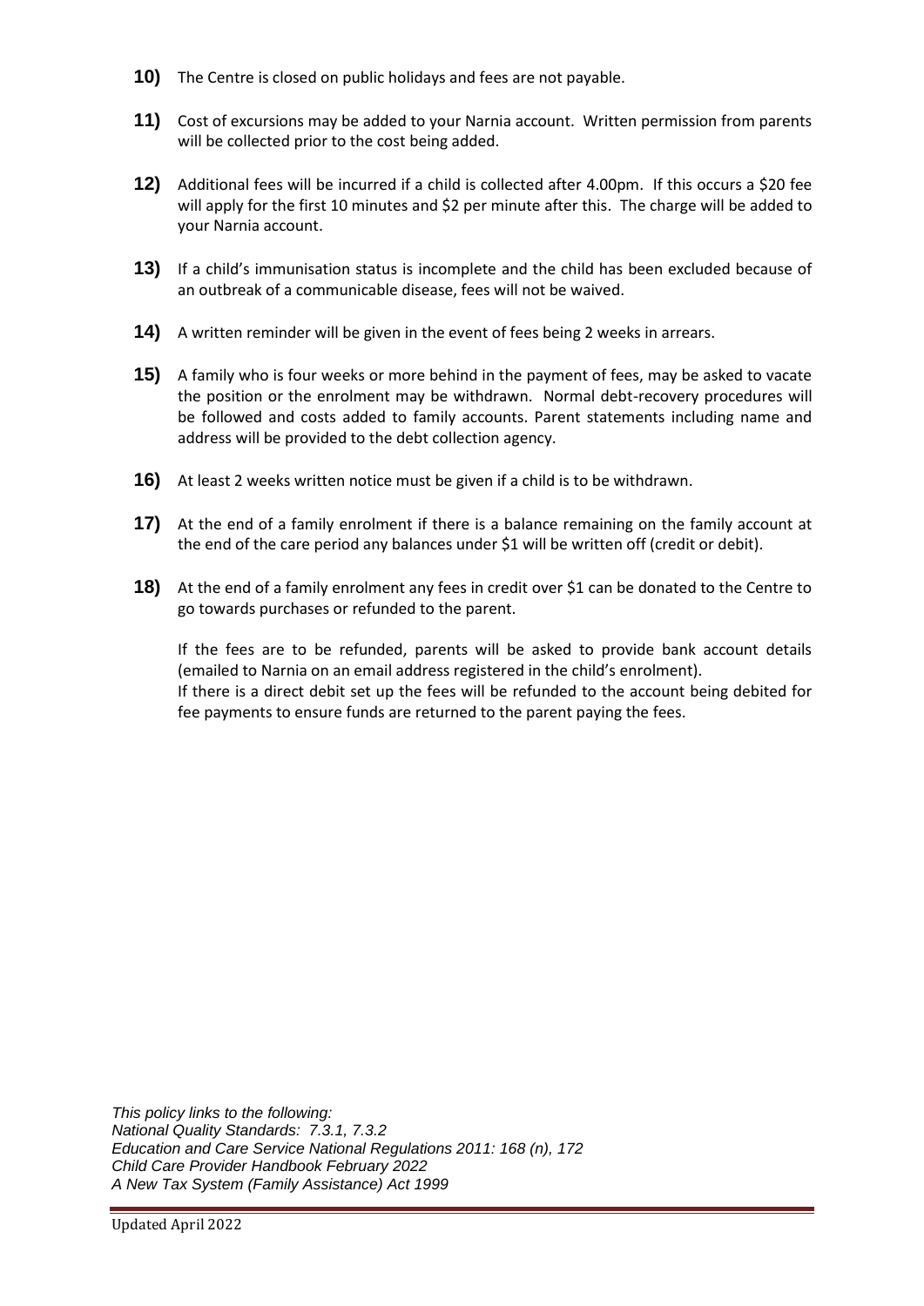10) The Centre is closed on public holidays and fees are not payable.

11) Cost of excursions may be added to your Narnia account. Written permission from parents will be collected prior to the cost being added.

12) Additional fees will be incurred if a child is collected after 4.00pm. If this occurs a $20 fee will apply for the first 10 minutes and $2 per minute after this. The charge will be added to your Narnia account.

13) If a child's immunisation status is incomplete and the child has been excluded because of an outbreak of a communicable disease, fees will not be waived.

14) A written reminder will be given in the event of fees being 2 weeks in arrears.

15) A family who is four weeks or more behind in the payment of fees, may be asked to vacate the position or the enrolment may be withdrawn. Normal debt-recovery procedures will be followed and costs added to family accounts. Parent statements including name and address will be provided to the debt collection agency.

16) At least 2 weeks written notice must be given if a child is to be withdrawn.

17) At the end of a family enrolment if there is a balance remaining on the family account at the end of the care period any balances under $1 will be written off (credit or debit).

18) At the end of a family enrolment any fees in credit over $1 can be donated to the Centre to go towards purchases or refunded to the parent.

    If the fees are to be refunded, parents will be asked to provide bank account details (emailed to Narnia on an email address registered in the child's enrolment).
    If there is a direct debit set up the fees will be refunded to the account being debited for fee payments to ensure funds are returned to the parent paying the fees.

*This policy links to the following:*
*National Quality Standards: 7.3.1, 7.3.2*
*Education and Care Service National Regulations 2011: 168 (n), 172*
*Child Care Provider Handbook February 2022*
*A New Tax System (Family Assistance) Act 1999*

Updated April 2022